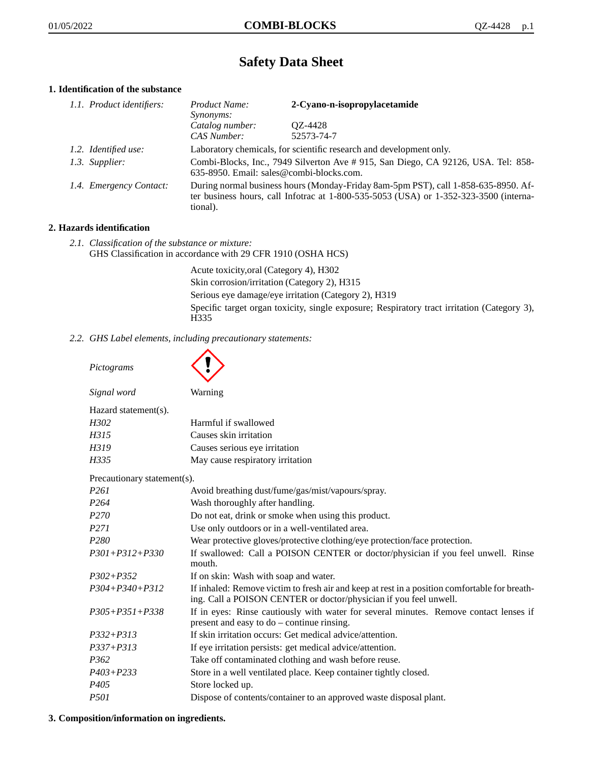# Safety Data Sheet

## 1. Identification of the substance

*1.1. Product identifiers:*

| | |
|---|---|
| *Product Name:* | **2-Cyano-n-isopropylacetamide** |
| *Synonyms:* | |
| *Catalog number:* | QZ-4428 |
| *CAS Number:* | 52573-74-7 |

*1.2. Identified use:* Laboratory chemicals, for scientific research and development only.

*1.3. Supplier:* Combi-Blocks, Inc., 7949 Silverton Ave # 915, San Diego, CA 92126, USA. Tel: 858-635-8950. Email: sales@combi-blocks.com.

*1.4. Emergency Contact:* During normal business hours (Monday-Friday 8am-5pm PST), call 1-858-635-8950. After business hours, call Infotrac at 1-800-535-5053 (USA) or 1-352-323-3500 (international).

## 2. Hazards identification

*2.1. Classification of the substance or mixture:*
GHS Classification in accordance with 29 CFR 1910 (OSHA HCS)

Acute toxicity,oral (Category 4), H302
Skin corrosion/irritation (Category 2), H315
Serious eye damage/eye irritation (Category 2), H319
Specific target organ toxicity, single exposure; Respiratory tract irritation (Category 3), H335

*2.2. GHS Label elements, including precautionary statements:*

*Pictograms*

*Signal word* Warning

Hazard statement(s).

| | |
|---|---|
| *H302* | Harmful if swallowed |
| *H315* | Causes skin irritation |
| *H319* | Causes serious eye irritation |
| *H335* | May cause respiratory irritation |

Precautionary statement(s).

| | |
|---|---|
| *P261* | Avoid breathing dust/fume/gas/mist/vapours/spray. |
| *P264* | Wash thoroughly after handling. |
| *P270* | Do not eat, drink or smoke when using this product. |
| *P271* | Use only outdoors or in a well-ventilated area. |
| *P280* | Wear protective gloves/protective clothing/eye protection/face protection. |
| *P301+P312+P330* | If swallowed: Call a POISON CENTER or doctor/physician if you feel unwell. Rinse mouth. |
| *P302+P352* | If on skin: Wash with soap and water. |
| *P304+P340+P312* | If inhaled: Remove victim to fresh air and keep at rest in a position comfortable for breathing. Call a POISON CENTER or doctor/physician if you feel unwell. |
| *P305+P351+P338* | If in eyes: Rinse cautiously with water for several minutes. Remove contact lenses if present and easy to do – continue rinsing. |
| *P332+P313* | If skin irritation occurs: Get medical advice/attention. |
| *P337+P313* | If eye irritation persists: get medical advice/attention. |
| *P362* | Take off contaminated clothing and wash before reuse. |
| *P403+P233* | Store in a well ventilated place. Keep container tightly closed. |
| *P405* | Store locked up. |
| *P501* | Dispose of contents/container to an approved waste disposal plant. |

## 3. Composition/information on ingredients.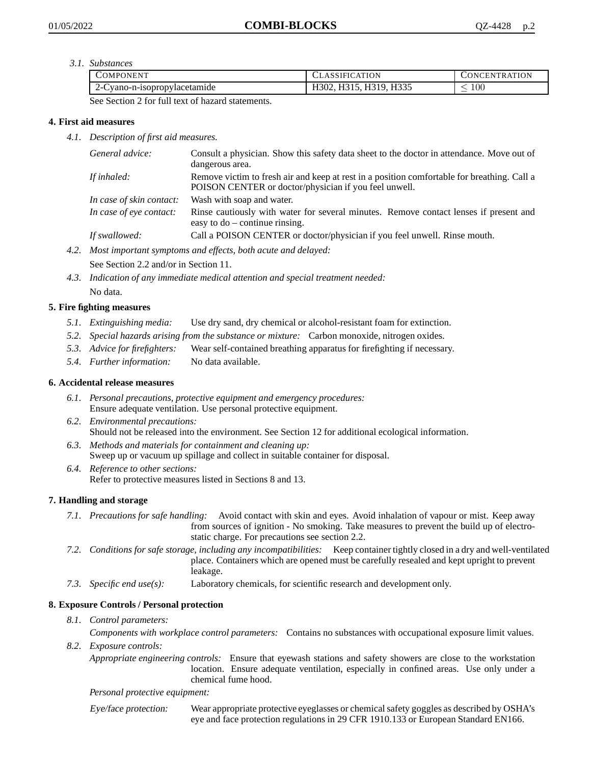*3.1. Substances*

| COMPONENT | CLASSIFICATION | CONCENTRATION |
|---|---|---|
| 2-Cyano-n-isopropylacetamide | H302, H315, H319, H335 | $\leq$ 100 |

See Section 2 for full text of hazard statements.

## 4. First aid measures

*4.1. Description of first aid measures.*

*General advice:* Consult a physician. Show this safety data sheet to the doctor in attendance. Move out of dangerous area.

*If inhaled:* Remove victim to fresh air and keep at rest in a position comfortable for breathing. Call a POISON CENTER or doctor/physician if you feel unwell.

*In case of skin contact:* Wash with soap and water.

*In case of eye contact:* Rinse cautiously with water for several minutes. Remove contact lenses if present and easy to do – continue rinsing.

*If swallowed:* Call a POISON CENTER or doctor/physician if you feel unwell. Rinse mouth.

*4.2. Most important symptoms and effects, both acute and delayed:*

See Section 2.2 and/or in Section 11.

*4.3. Indication of any immediate medical attention and special treatment needed:*

No data.

## 5. Fire fighting measures

*5.1. Extinguishing media:* Use dry sand, dry chemical or alcohol-resistant foam for extinction.

*5.2. Special hazards arising from the substance or mixture:* Carbon monoxide, nitrogen oxides.

*5.3. Advice for firefighters:* Wear self-contained breathing apparatus for firefighting if necessary.

*5.4. Further information:* No data available.

## 6. Accidental release measures

*6.1. Personal precautions, protective equipment and emergency procedures:*
Ensure adequate ventilation. Use personal protective equipment.

*6.2. Environmental precautions:*
Should not be released into the environment. See Section 12 for additional ecological information.

*6.3. Methods and materials for containment and cleaning up:*
Sweep up or vacuum up spillage and collect in suitable container for disposal.

*6.4. Reference to other sections:*
Refer to protective measures listed in Sections 8 and 13.

## 7. Handling and storage

*7.1. Precautions for safe handling:* Avoid contact with skin and eyes. Avoid inhalation of vapour or mist. Keep away from sources of ignition - No smoking. Take measures to prevent the build up of electrostatic charge. For precautions see section 2.2.

*7.2. Conditions for safe storage, including any incompatibilities:* Keep container tightly closed in a dry and well-ventilated place. Containers which are opened must be carefully resealed and kept upright to prevent leakage.

*7.3. Specific end use(s):* Laboratory chemicals, for scientific research and development only.

## 8. Exposure Controls / Personal protection

*8.1. Control parameters:*

*Components with workplace control parameters:* Contains no substances with occupational exposure limit values.

*8.2. Exposure controls:*

*Appropriate engineering controls:* Ensure that eyewash stations and safety showers are close to the workstation location. Ensure adequate ventilation, especially in confined areas. Use only under a chemical fume hood.

*Personal protective equipment:*

*Eye/face protection:* Wear appropriate protective eyeglasses or chemical safety goggles as described by OSHA's eye and face protection regulations in 29 CFR 1910.133 or European Standard EN166.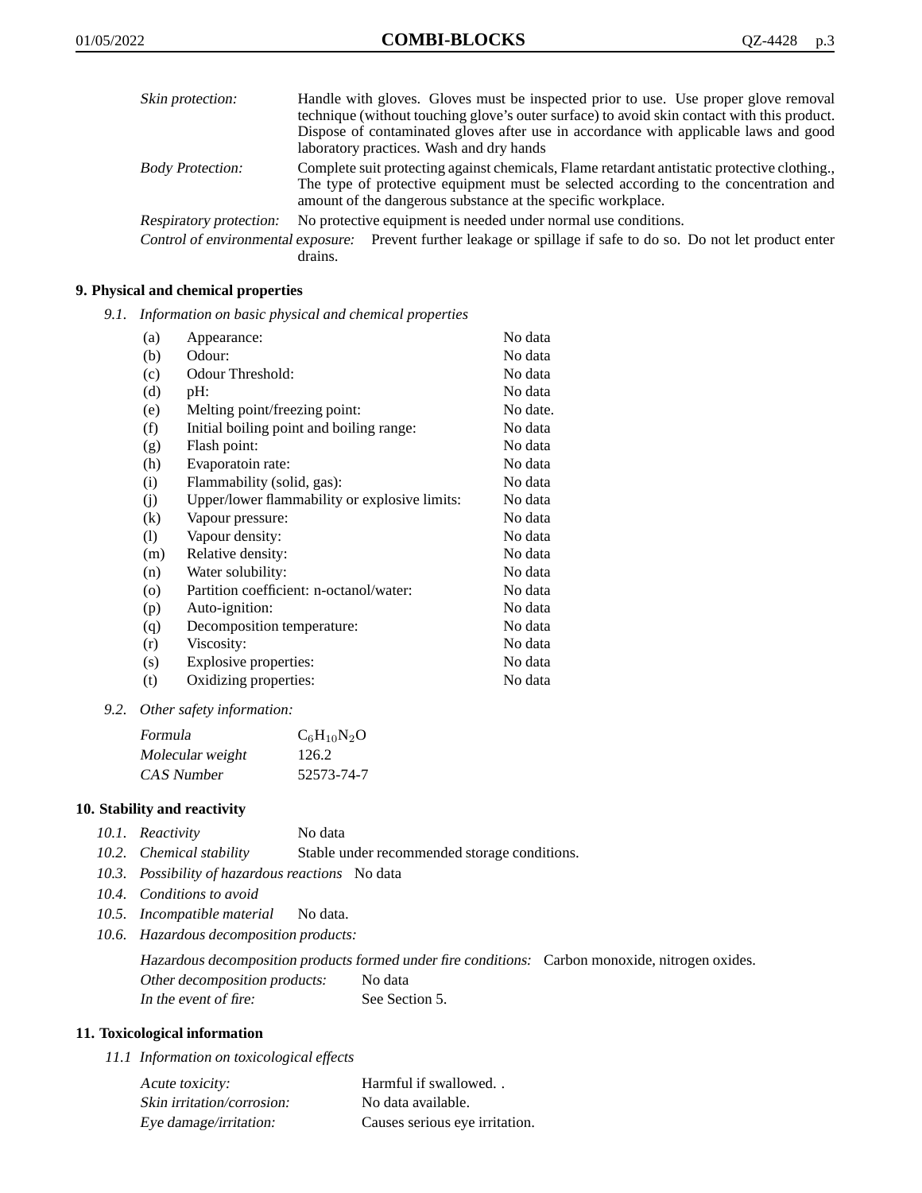| | |
|---|---|
| *Skin protection:* | Handle with gloves. Gloves must be inspected prior to use. Use proper glove removal technique (without touching glove's outer surface) to avoid skin contact with this product. Dispose of contaminated gloves after use in accordance with applicable laws and good laboratory practices. Wash and dry hands |
| *Body Protection:* | Complete suit protecting against chemicals, Flame retardant antistatic protective clothing., The type of protective equipment must be selected according to the concentration and amount of the dangerous substance at the specific workplace. |
| *Respiratory protection:* | No protective equipment is needed under normal use conditions. |
| *Control of environmental exposure:* | Prevent further leakage or spillage if safe to do so. Do not let product enter drains. |

## 9. Physical and chemical properties

*9.1. Information on basic physical and chemical properties*

| | | |
|---|---|---|
| (a) | Appearance: | No data |
| (b) | Odour: | No data |
| (c) | Odour Threshold: | No data |
| (d) | pH: | No data |
| (e) | Melting point/freezing point: | No date. |
| (f) | Initial boiling point and boiling range: | No data |
| (g) | Flash point: | No data |
| (h) | Evaporatoin rate: | No data |
| (i) | Flammability (solid, gas): | No data |
| (j) | Upper/lower flammability or explosive limits: | No data |
| (k) | Vapour pressure: | No data |
| (l) | Vapour density: | No data |
| (m) | Relative density: | No data |
| (n) | Water solubility: | No data |
| (o) | Partition coefficient: n-octanol/water: | No data |
| (p) | Auto-ignition: | No data |
| (q) | Decomposition temperature: | No data |
| (r) | Viscosity: | No data |
| (s) | Explosive properties: | No data |
| (t) | Oxidizing properties: | No data |

*9.2. Other safety information:*

| | |
|---|---|
| *Formula* | $C_6H_{10}N_2O$ |
| *Molecular weight* | 126.2 |
| *CAS Number* | 52573-74-7 |

## 10. Stability and reactivity

*10.1. Reactivity* No data

*10.2. Chemical stability* Stable under recommended storage conditions.

*10.3. Possibility of hazardous reactions* No data

*10.4. Conditions to avoid*

*10.5. Incompatible material* No data.

*10.6. Hazardous decomposition products:*

*Hazardous decomposition products formed under fire conditions:* Carbon monoxide, nitrogen oxides.

*Other decomposition products:* No data

*In the event of fire:* See Section 5.

## 11. Toxicological information

*11.1 Information on toxicological effects*

| | |
|---|---|
| *Acute toxicity:* | Harmful if swallowed. . |
| *Skin irritation/corrosion:* | No data available. |
| *Eye damage/irritation:* | Causes serious eye irritation. |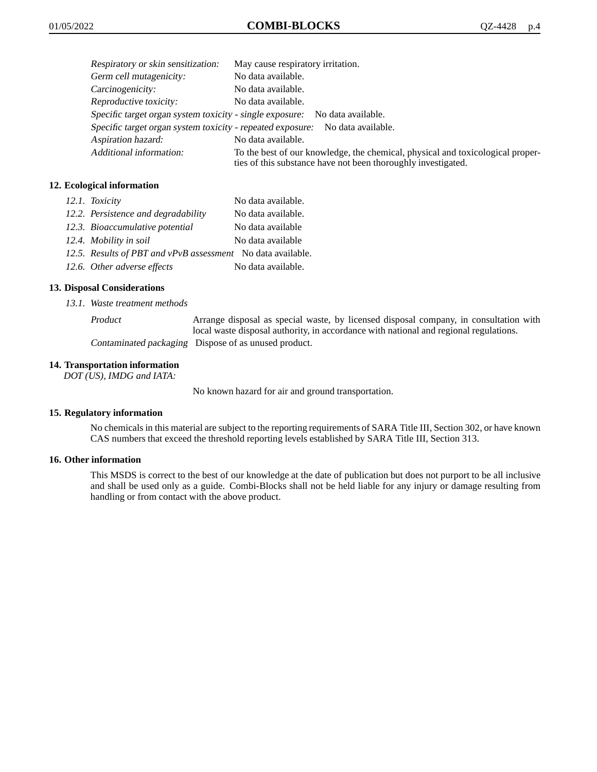*Respiratory or skin sensitization:* May cause respiratory irritation.
*Germ cell mutagenicity:* No data available.
*Carcinogenicity:* No data available.
*Reproductive toxicity:* No data available.
*Specific target organ system toxicity - single exposure:* No data available.
*Specific target organ system toxicity - repeated exposure:* No data available.
*Aspiration hazard:* No data available.
*Additional information:* To the best of our knowledge, the chemical, physical and toxicological properties of this substance have not been thoroughly investigated.

## 12. Ecological information

*12.1. Toxicity* No data available.
*12.2. Persistence and degradability* No data available.
*12.3. Bioaccumulative potential* No data available
*12.4. Mobility in soil* No data available
*12.5. Results of PBT and vPvB assessment* No data available.
*12.6. Other adverse effects* No data available.

## 13. Disposal Considerations

*13.1. Waste treatment methods*

*Product* Arrange disposal as special waste, by licensed disposal company, in consultation with local waste disposal authority, in accordance with national and regional regulations.
*Contaminated packaging* Dispose of as unused product.

## 14. Transportation information

*DOT (US), IMDG and IATA:*

No known hazard for air and ground transportation.

## 15. Regulatory information

No chemicals in this material are subject to the reporting requirements of SARA Title III, Section 302, or have known CAS numbers that exceed the threshold reporting levels established by SARA Title III, Section 313.

## 16. Other information

This MSDS is correct to the best of our knowledge at the date of publication but does not purport to be all inclusive and shall be used only as a guide. Combi-Blocks shall not be held liable for any injury or damage resulting from handling or from contact with the above product.